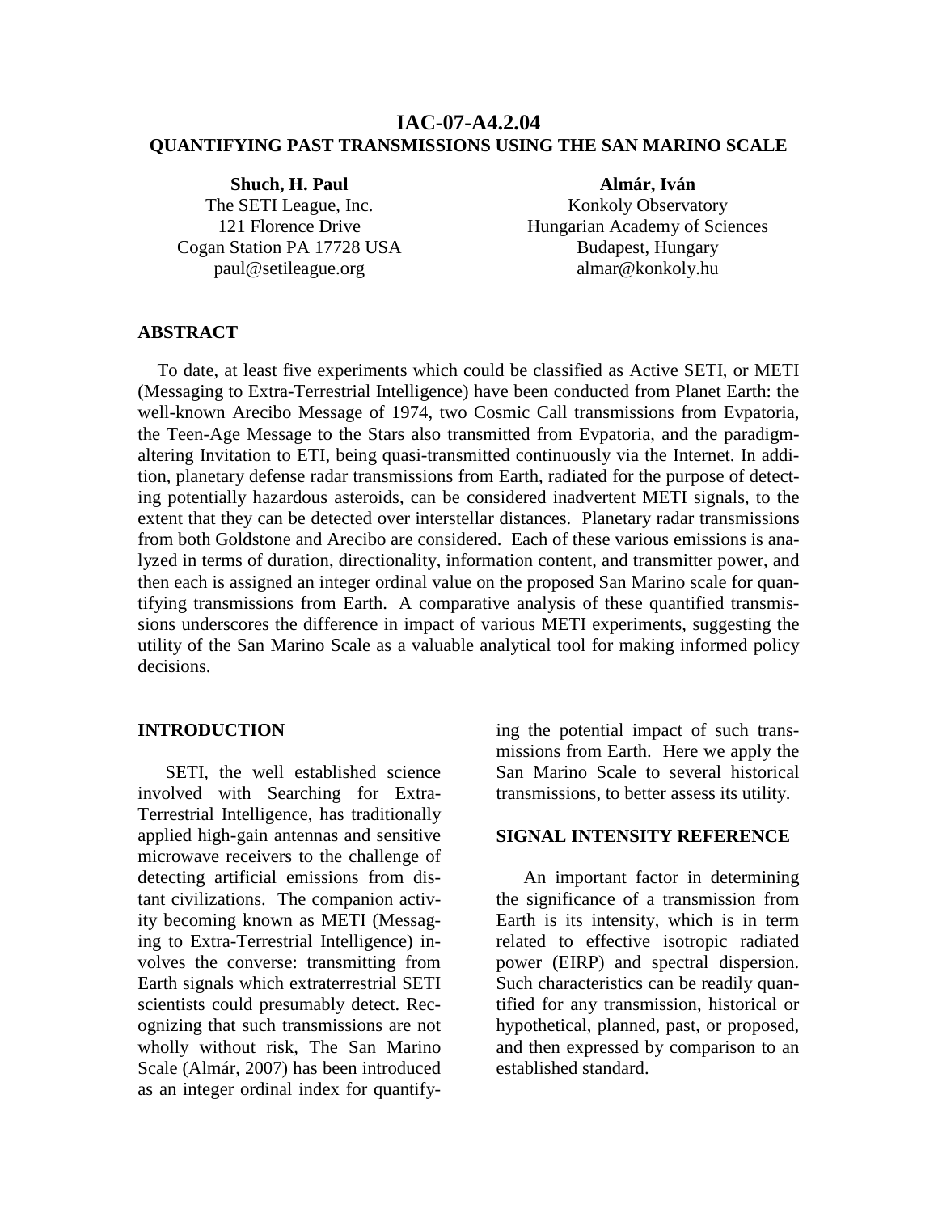# IAC-07-A4.2.04
## QUANTIFYING PAST TRANSMISSIONS USING THE SAN MARINO SCALE

**Shuch, H. Paul**
The SETI League, Inc.
121 Florence Drive
Cogan Station PA 17728 USA
paul@setileague.org

**Almár, Iván**
Konkoly Observatory
Hungarian Academy of Sciences
Budapest, Hungary
almar@konkoly.hu

## ABSTRACT

To date, at least five experiments which could be classified as Active SETI, or METI (Messaging to Extra-Terrestrial Intelligence) have been conducted from Planet Earth: the well-known Arecibo Message of 1974, two Cosmic Call transmissions from Evpatoria, the Teen-Age Message to the Stars also transmitted from Evpatoria, and the paradigm-altering Invitation to ETI, being quasi-transmitted continuously via the Internet. In addition, planetary defense radar transmissions from Earth, radiated for the purpose of detecting potentially hazardous asteroids, can be considered inadvertent METI signals, to the extent that they can be detected over interstellar distances. Planetary radar transmissions from both Goldstone and Arecibo are considered. Each of these various emissions is analyzed in terms of duration, directionality, information content, and transmitter power, and then each is assigned an integer ordinal value on the proposed San Marino scale for quantifying transmissions from Earth. A comparative analysis of these quantified transmissions underscores the difference in impact of various METI experiments, suggesting the utility of the San Marino Scale as a valuable analytical tool for making informed policy decisions.

## INTRODUCTION

SETI, the well established science involved with Searching for Extra-Terrestrial Intelligence, has traditionally applied high-gain antennas and sensitive microwave receivers to the challenge of detecting artificial emissions from distant civilizations. The companion activity becoming known as METI (Messaging to Extra-Terrestrial Intelligence) involves the converse: transmitting from Earth signals which extraterrestrial SETI scientists could presumably detect. Recognizing that such transmissions are not wholly without risk, The San Marino Scale (Almár, 2007) has been introduced as an integer ordinal index for quantifying the potential impact of such transmissions from Earth. Here we apply the San Marino Scale to several historical transmissions, to better assess its utility.

## SIGNAL INTENSITY REFERENCE

An important factor in determining the significance of a transmission from Earth is its intensity, which is in term related to effective isotropic radiated power (EIRP) and spectral dispersion. Such characteristics can be readily quantified for any transmission, historical or hypothetical, planned, past, or proposed, and then expressed by comparison to an established standard.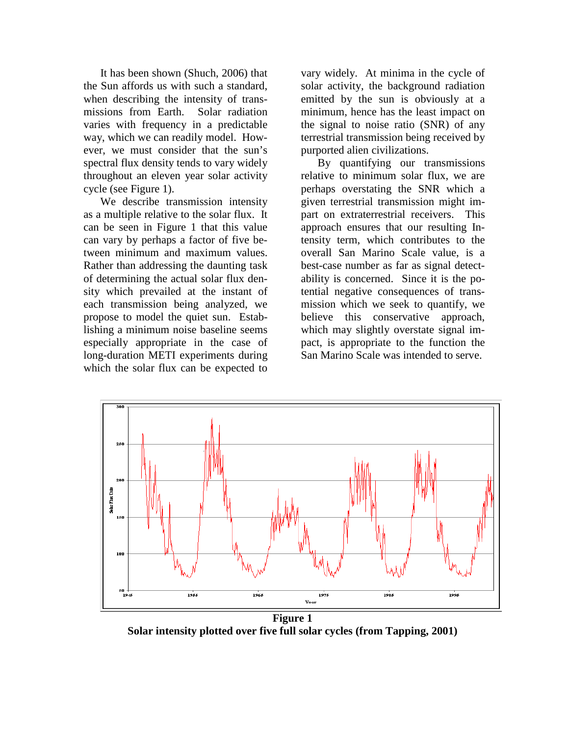It has been shown (Shuch, 2006) that the Sun affords us with such a standard, when describing the intensity of transmissions from Earth. Solar radiation varies with frequency in a predictable way, which we can readily model. However, we must consider that the sun's spectral flux density tends to vary widely throughout an eleven year solar activity cycle (see Figure 1).

We describe transmission intensity as a multiple relative to the solar flux. It can be seen in Figure 1 that this value can vary by perhaps a factor of five between minimum and maximum values. Rather than addressing the daunting task of determining the actual solar flux density which prevailed at the instant of each transmission being analyzed, we propose to model the quiet sun. Establishing a minimum noise baseline seems especially appropriate in the case of long-duration METI experiments during which the solar flux can be expected to vary widely. At minima in the cycle of solar activity, the background radiation emitted by the sun is obviously at a minimum, hence has the least impact on the signal to noise ratio (SNR) of any terrestrial transmission being received by purported alien civilizations.

By quantifying our transmissions relative to minimum solar flux, we are perhaps overstating the SNR which a given terrestrial transmission might impart on extraterrestrial receivers. This approach ensures that our resulting Intensity term, which contributes to the overall San Marino Scale value, is a best-case number as far as signal detectability is concerned. Since it is the potential negative consequences of transmission which we seek to quantify, we believe this conservative approach, which may slightly overstate signal impact, is appropriate to the function the San Marino Scale was intended to serve.

**Figure 1**
**Solar intensity plotted over five full solar cycles (from Tapping, 2001)**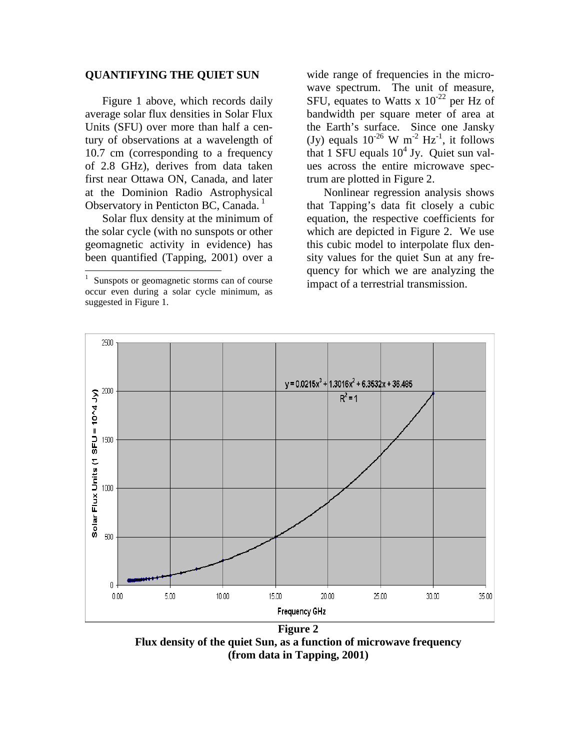## QUANTIFYING THE QUIET SUN

Figure 1 above, which records daily average solar flux densities in Solar Flux Units (SFU) over more than half a century of observations at a wavelength of 10.7 cm (corresponding to a frequency of 2.8 GHz), derives from data taken first near Ottawa ON, Canada, and later at the Dominion Radio Astrophysical Observatory in Penticton BC, Canada. [1]

Solar flux density at the minimum of the solar cycle (with no sunspots or other geomagnetic activity in evidence) has been quantified (Tapping, 2001) over a wide range of frequencies in the microwave spectrum. The unit of measure, SFU, equates to Watts x $10^{-22}$ per Hz of bandwidth per square meter of area at the Earth's surface. Since one Jansky (Jy) equals $10^{-26}$ W $m^{-2}$ $Hz^{-1}$, it follows that 1 SFU equals $10^4$ Jy. Quiet sun values across the entire microwave spectrum are plotted in Figure 2.

Nonlinear regression analysis shows that Tapping's data fit closely a cubic equation, the respective coefficients for which are depicted in Figure 2. We use this cubic model to interpolate flux density values for the quiet Sun at any frequency for which we are analyzing the impact of a terrestrial transmission.

[1] Sunspots or geomagnetic storms can of course occur even during a solar cycle minimum, as suggested in Figure 1.

$$y = 0.0215x^3 + 1.3016x^2 + 6.3532x + 36.485$$

$$R^2 = 1$$

**Figure 2**
**Flux density of the quiet Sun, as a function of microwave frequency (from data in Tapping, 2001)**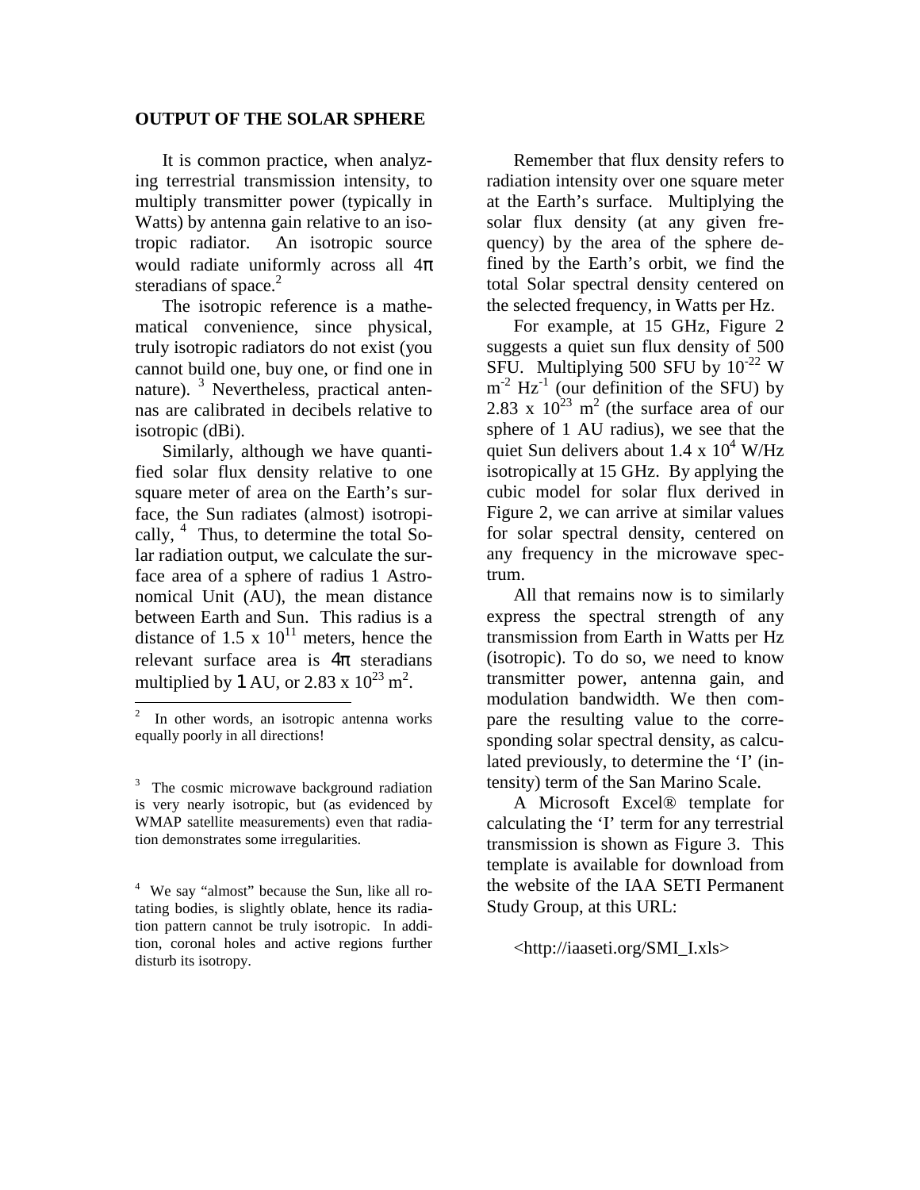## OUTPUT OF THE SOLAR SPHERE

It is common practice, when analyzing terrestrial transmission intensity, to multiply transmitter power (typically in Watts) by antenna gain relative to an isotropic radiator. An isotropic source would radiate uniformly across all $4\pi$ steradians of space.[2]

The isotropic reference is a mathematical convenience, since physical, truly isotropic radiators do not exist (you cannot build one, buy one, or find one in nature). [3] Nevertheless, practical antennas are calibrated in decibels relative to isotropic (dBi).

Similarly, although we have quantified solar flux density relative to one square meter of area on the Earth's surface, the Sun radiates (almost) isotropically, [4] Thus, to determine the total Solar radiation output, we calculate the surface area of a sphere of radius 1 Astronomical Unit (AU), the mean distance between Earth and Sun. This radius is a distance of $1.5 \times 10^{11}$ meters, hence the relevant surface area is $4\pi$ steradians multiplied by 1 AU, or $2.83 \times 10^{23}$ m$^2$.

Remember that flux density refers to radiation intensity over one square meter at the Earth's surface. Multiplying the solar flux density (at any given frequency) by the area of the sphere defined by the Earth's orbit, we find the total Solar spectral density centered on the selected frequency, in Watts per Hz.

For example, at 15 GHz, Figure 2 suggests a quiet sun flux density of 500 SFU. Multiplying 500 SFU by $10^{-22}$ W m$^{-2}$ Hz$^{-1}$ (our definition of the SFU) by $2.83 \times 10^{23}$ m$^2$ (the surface area of our sphere of 1 AU radius), we see that the quiet Sun delivers about $1.4 \times 10^4$ W/Hz isotropically at 15 GHz. By applying the cubic model for solar flux derived in Figure 2, we can arrive at similar values for solar spectral density, centered on any frequency in the microwave spectrum.

All that remains now is to similarly express the spectral strength of any transmission from Earth in Watts per Hz (isotropic). To do so, we need to know transmitter power, antenna gain, and modulation bandwidth. We then compare the resulting value to the corresponding solar spectral density, as calculated previously, to determine the 'I' (intensity) term of the San Marino Scale.

A Microsoft Excel® template for calculating the 'I' term for any terrestrial transmission is shown as Figure 3. This template is available for download from the website of the IAA SETI Permanent Study Group, at this URL:

<http://iaaseti.org/SMI_I.xls>

---

[2] In other words, an isotropic antenna works equally poorly in all directions!

[3] The cosmic microwave background radiation is very nearly isotropic, but (as evidenced by WMAP satellite measurements) even that radiation demonstrates some irregularities.

[4] We say "almost" because the Sun, like all rotating bodies, is slightly oblate, hence its radiation pattern cannot be truly isotropic. In addition, coronal holes and active regions further disturb its isotropy.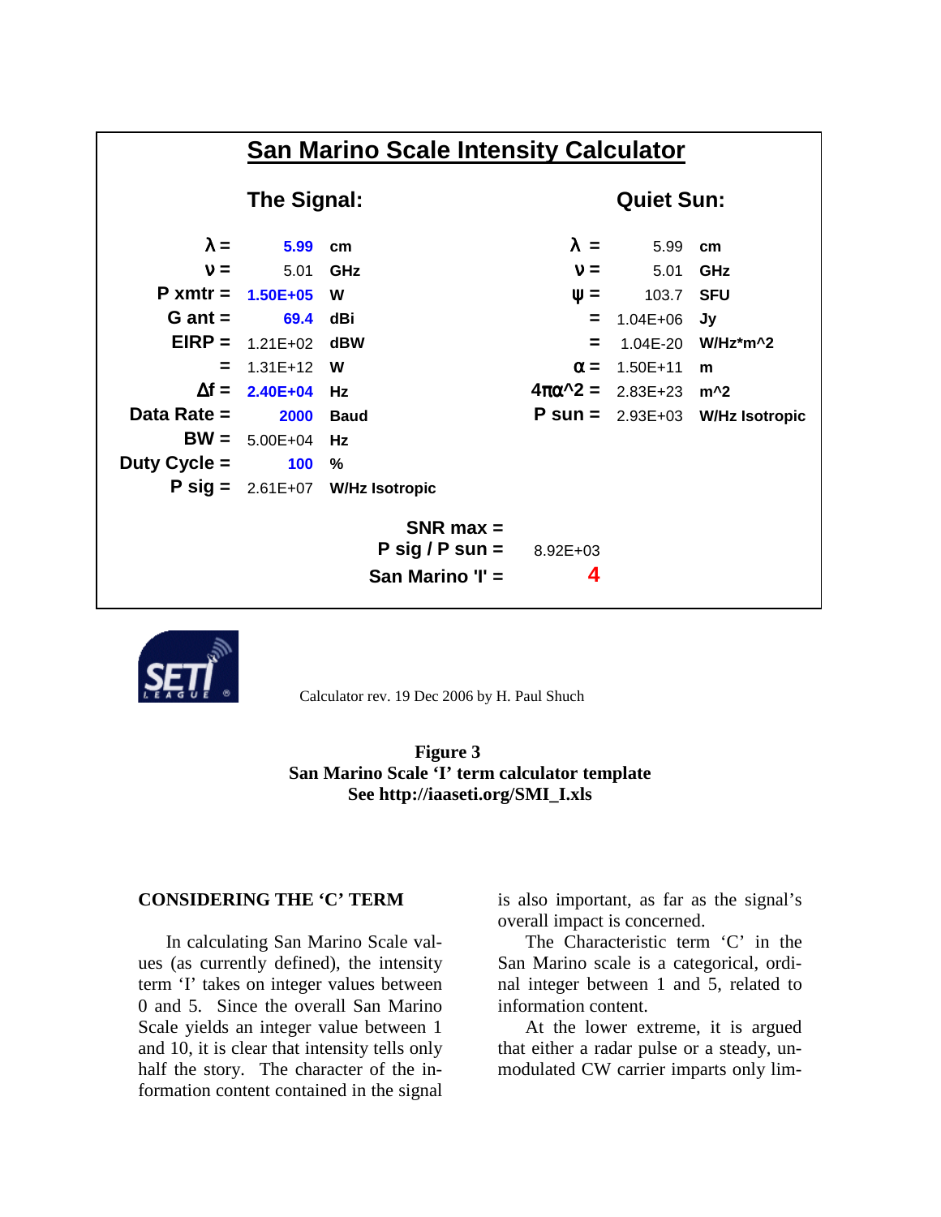## San Marino Scale Intensity Calculator

| The Signal: | | | Quiet Sun: | | |
|---|---|---|---|---|---|
| $\lambda$ = | 5.99 | cm | $\lambda$ = | 5.99 | cm |
| $\nu$ = | 5.01 | GHz | $\nu$ = | 5.01 | GHz |
| P xmtr = | 1.50E+05 | W | $\psi$ = | 103.7 | SFU |
| G ant = | 69.4 | dBi | = | 1.04E+06 | Jy |
| EIRP = | 1.21E+02 | dBW | = | 1.04E-20 | W/Hz*m^2 |
| = | 1.31E+12 | W | $\alpha$ = | 1.50E+11 | m |
| $\Delta$f = | 2.40E+04 | Hz | $4\pi\alpha$^2 = | 2.83E+23 | m^2 |
| Data Rate = | 2000 | Baud | P sun = | 2.93E+03 | W/Hz Isotropic |
| BW = | 5.00E+04 | Hz | | | |
| Duty Cycle = | 100 | % | | | |
| P sig = | 2.61E+07 | W/Hz Isotropic | | | |

SNR max =
P sig / P sun = 8.92E+03
San Marino 'I' = **4**

Calculator rev. 19 Dec 2006 by H. Paul Shuch

**Figure 3**
**San Marino Scale 'I' term calculator template**
**See http://iaaseti.org/SMI_I.xls**

### CONSIDERING THE 'C' TERM

In calculating San Marino Scale values (as currently defined), the intensity term 'I' takes on integer values between 0 and 5. Since the overall San Marino Scale yields an integer value between 1 and 10, it is clear that intensity tells only half the story. The character of the information content contained in the signal is also important, as far as the signal's overall impact is concerned.

The Characteristic term 'C' in the San Marino scale is a categorical, ordinal integer between 1 and 5, related to information content.

At the lower extreme, it is argued that either a radar pulse or a steady, unmodulated CW carrier imparts only lim-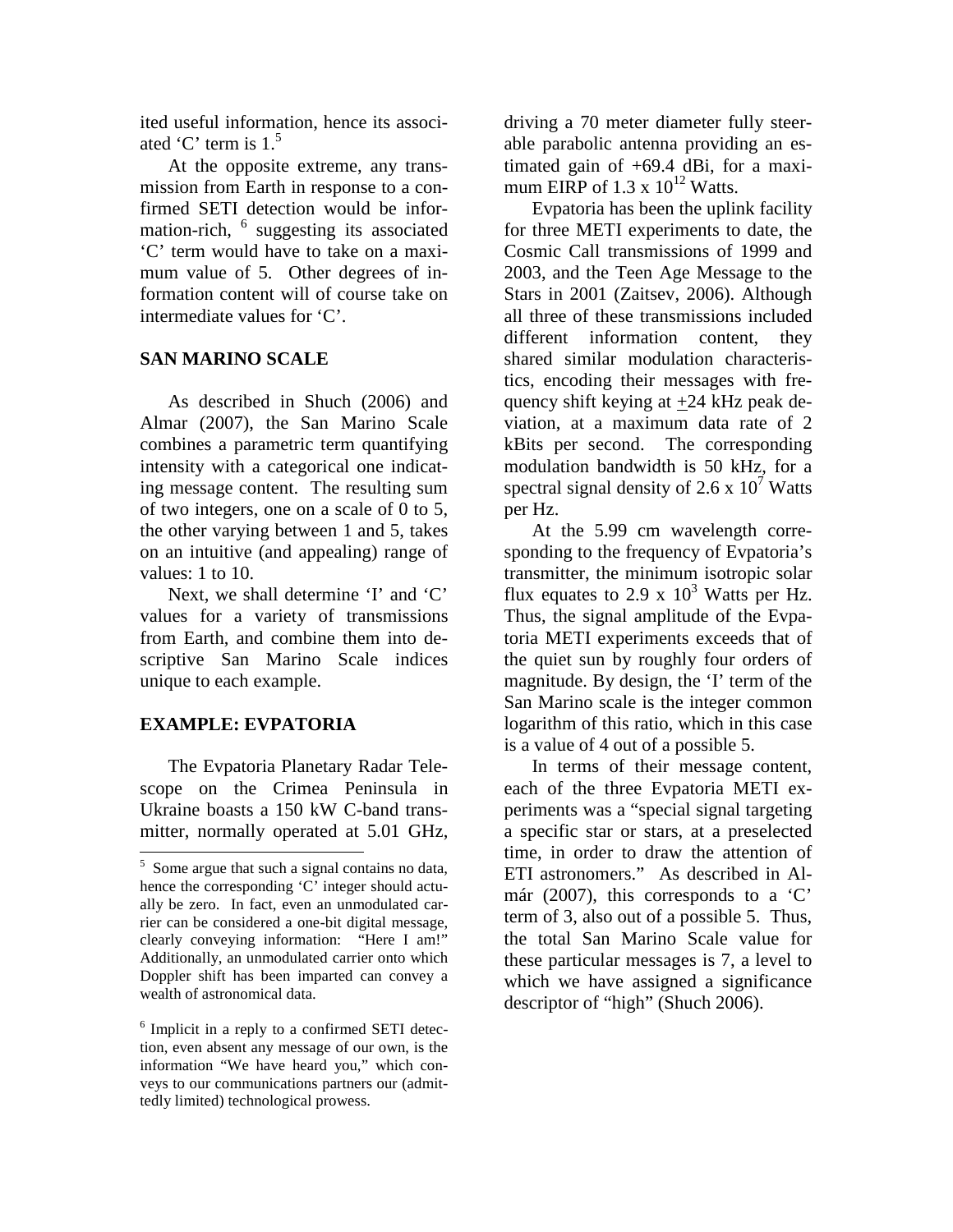ited useful information, hence its associated 'C' term is 1.[5]

At the opposite extreme, any transmission from Earth in response to a confirmed SETI detection would be information-rich, [6] suggesting its associated 'C' term would have to take on a maximum value of 5. Other degrees of information content will of course take on intermediate values for 'C'.

## SAN MARINO SCALE

As described in Shuch (2006) and Almar (2007), the San Marino Scale combines a parametric term quantifying intensity with a categorical one indicating message content. The resulting sum of two integers, one on a scale of 0 to 5, the other varying between 1 and 5, takes on an intuitive (and appealing) range of values: 1 to 10.

Next, we shall determine 'I' and 'C' values for a variety of transmissions from Earth, and combine them into descriptive San Marino Scale indices unique to each example.

## EXAMPLE: EVPATORIA

The Evpatoria Planetary Radar Telescope on the Crimea Peninsula in Ukraine boasts a 150 kW C-band transmitter, normally operated at 5.01 GHz, driving a 70 meter diameter fully steerable parabolic antenna providing an estimated gain of +69.4 dBi, for a maximum EIRP of $1.3 \times 10^{12}$ Watts.

Evpatoria has been the uplink facility for three METI experiments to date, the Cosmic Call transmissions of 1999 and 2003, and the Teen Age Message to the Stars in 2001 (Zaitsev, 2006). Although all three of these transmissions included different information content, they shared similar modulation characteristics, encoding their messages with frequency shift keying at $\pm$24 kHz peak deviation, at a maximum data rate of 2 kBits per second. The corresponding modulation bandwidth is 50 kHz, for a spectral signal density of $2.6 \times 10^7$ Watts per Hz.

At the 5.99 cm wavelength corresponding to the frequency of Evpatoria's transmitter, the minimum isotropic solar flux equates to $2.9 \times 10^3$ Watts per Hz. Thus, the signal amplitude of the Evpatoria METI experiments exceeds that of the quiet sun by roughly four orders of magnitude. By design, the 'I' term of the San Marino scale is the integer common logarithm of this ratio, which in this case is a value of 4 out of a possible 5.

In terms of their message content, each of the three Evpatoria METI experiments was a "special signal targeting a specific star or stars, at a preselected time, in order to draw the attention of ETI astronomers." As described in Almár (2007), this corresponds to a 'C' term of 3, also out of a possible 5. Thus, the total San Marino Scale value for these particular messages is 7, a level to which we have assigned a significance descriptor of "high" (Shuch 2006).

---

[5] Some argue that such a signal contains no data, hence the corresponding 'C' integer should actually be zero. In fact, even an unmodulated carrier can be considered a one-bit digital message, clearly conveying information: "Here I am!" Additionally, an unmodulated carrier onto which Doppler shift has been imparted can convey a wealth of astronomical data.

[6] Implicit in a reply to a confirmed SETI detection, even absent any message of our own, is the information "We have heard you," which conveys to our communications partners our (admittedly limited) technological prowess.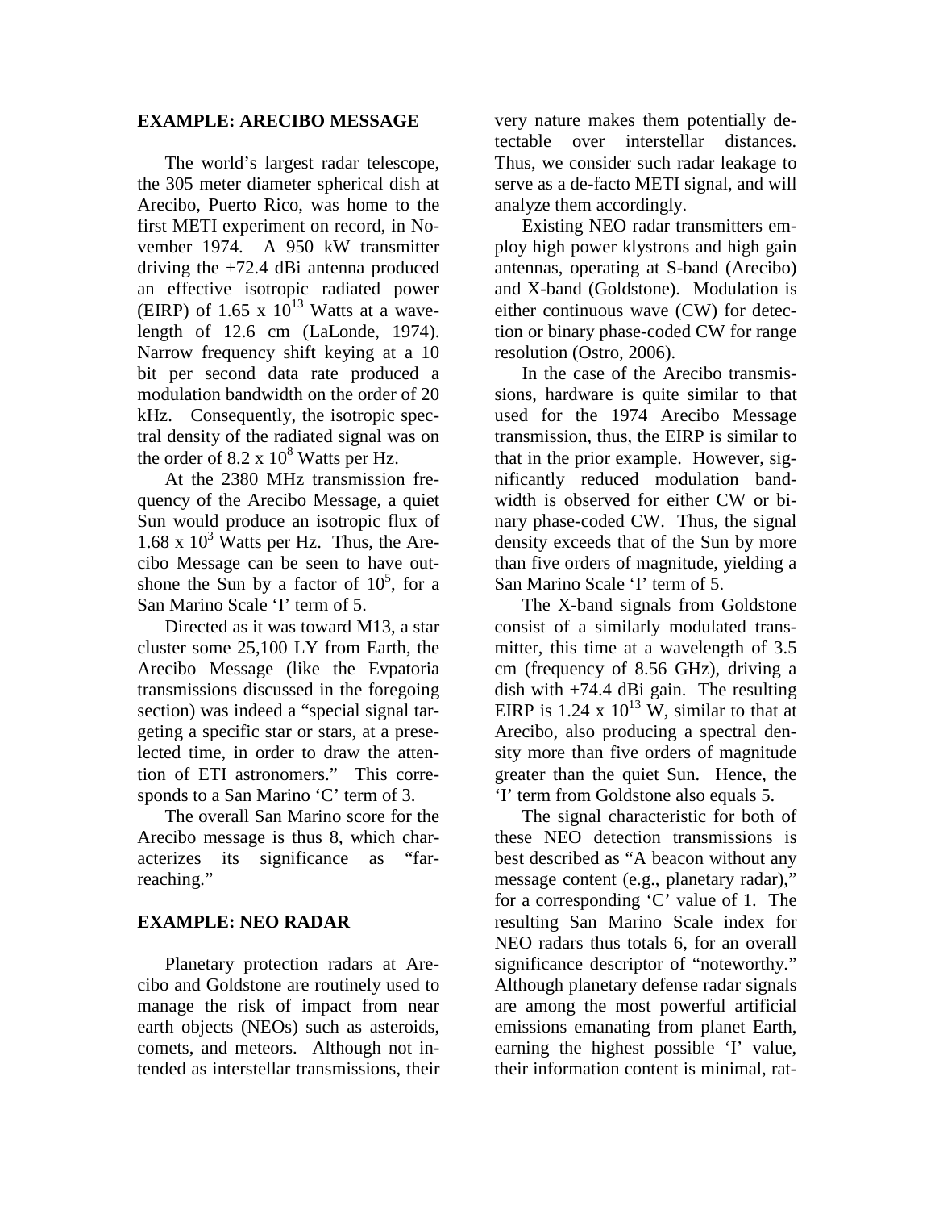## EXAMPLE: ARECIBO MESSAGE

The world's largest radar telescope, the 305 meter diameter spherical dish at Arecibo, Puerto Rico, was home to the first METI experiment on record, in November 1974. A 950 kW transmitter driving the +72.4 dBi antenna produced an effective isotropic radiated power (EIRP) of $1.65 \times 10^{13}$ Watts at a wavelength of 12.6 cm (LaLonde, 1974). Narrow frequency shift keying at a 10 bit per second data rate produced a modulation bandwidth on the order of 20 kHz. Consequently, the isotropic spectral density of the radiated signal was on the order of $8.2 \times 10^{8}$ Watts per Hz.

At the 2380 MHz transmission frequency of the Arecibo Message, a quiet Sun would produce an isotropic flux of $1.68 \times 10^{3}$ Watts per Hz. Thus, the Arecibo Message can be seen to have outshone the Sun by a factor of $10^{5}$, for a San Marino Scale 'I' term of 5.

Directed as it was toward M13, a star cluster some 25,100 LY from Earth, the Arecibo Message (like the Evpatoria transmissions discussed in the foregoing section) was indeed a "special signal targeting a specific star or stars, at a preselected time, in order to draw the attention of ETI astronomers." This corresponds to a San Marino 'C' term of 3.

The overall San Marino score for the Arecibo message is thus 8, which characterizes its significance as "far-reaching."

## EXAMPLE: NEO RADAR

Planetary protection radars at Arecibo and Goldstone are routinely used to manage the risk of impact from near earth objects (NEOs) such as asteroids, comets, and meteors. Although not intended as interstellar transmissions, their very nature makes them potentially detectable over interstellar distances. Thus, we consider such radar leakage to serve as a de-facto METI signal, and will analyze them accordingly.

Existing NEO radar transmitters employ high power klystrons and high gain antennas, operating at S-band (Arecibo) and X-band (Goldstone). Modulation is either continuous wave (CW) for detection or binary phase-coded CW for range resolution (Ostro, 2006).

In the case of the Arecibo transmissions, hardware is quite similar to that used for the 1974 Arecibo Message transmission, thus, the EIRP is similar to that in the prior example. However, significantly reduced modulation bandwidth is observed for either CW or binary phase-coded CW. Thus, the signal density exceeds that of the Sun by more than five orders of magnitude, yielding a San Marino Scale 'I' term of 5.

The X-band signals from Goldstone consist of a similarly modulated transmitter, this time at a wavelength of 3.5 cm (frequency of 8.56 GHz), driving a dish with +74.4 dBi gain. The resulting EIRP is $1.24 \times 10^{13}$ W, similar to that at Arecibo, also producing a spectral density more than five orders of magnitude greater than the quiet Sun. Hence, the 'I' term from Goldstone also equals 5.

The signal characteristic for both of these NEO detection transmissions is best described as "A beacon without any message content (e.g., planetary radar)," for a corresponding 'C' value of 1. The resulting San Marino Scale index for NEO radars thus totals 6, for an overall significance descriptor of "noteworthy." Although planetary defense radar signals are among the most powerful artificial emissions emanating from planet Earth, earning the highest possible 'I' value, their information content is minimal, rat-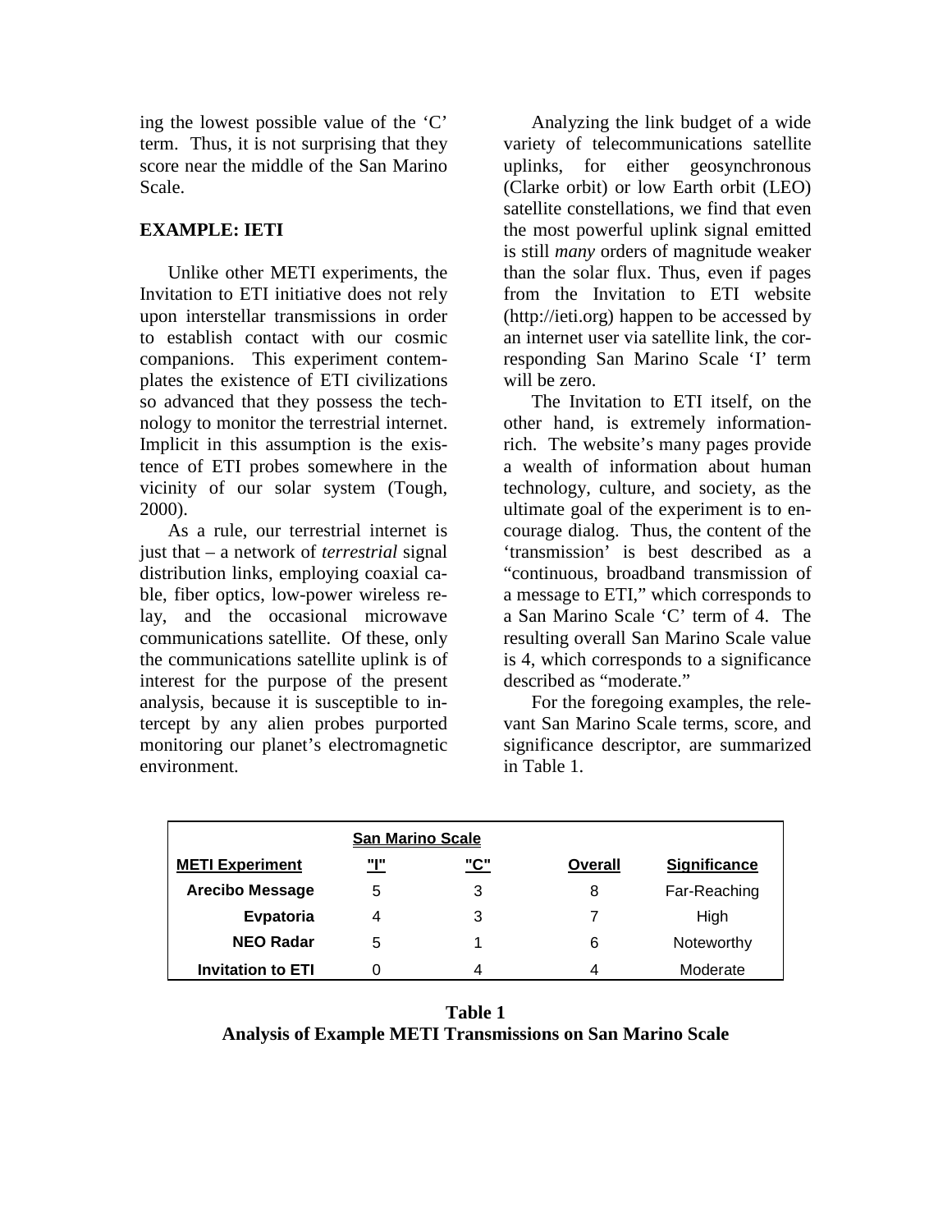ing the lowest possible value of the 'C' term. Thus, it is not surprising that they score near the middle of the San Marino Scale.

## EXAMPLE: IETI

Unlike other METI experiments, the Invitation to ETI initiative does not rely upon interstellar transmissions in order to establish contact with our cosmic companions. This experiment contemplates the existence of ETI civilizations so advanced that they possess the technology to monitor the terrestrial internet. Implicit in this assumption is the existence of ETI probes somewhere in the vicinity of our solar system (Tough, 2000).

As a rule, our terrestrial internet is just that – a network of *terrestrial* signal distribution links, employing coaxial cable, fiber optics, low-power wireless relay, and the occasional microwave communications satellite. Of these, only the communications satellite uplink is of interest for the purpose of the present analysis, because it is susceptible to intercept by any alien probes purported monitoring our planet's electromagnetic environment.

Analyzing the link budget of a wide variety of telecommunications satellite uplinks, for either geosynchronous (Clarke orbit) or low Earth orbit (LEO) satellite constellations, we find that even the most powerful uplink signal emitted is still *many* orders of magnitude weaker than the solar flux. Thus, even if pages from the Invitation to ETI website (http://ieti.org) happen to be accessed by an internet user via satellite link, the corresponding San Marino Scale 'I' term will be zero.

The Invitation to ETI itself, on the other hand, is extremely information-rich. The website's many pages provide a wealth of information about human technology, culture, and society, as the ultimate goal of the experiment is to encourage dialog. Thus, the content of the 'transmission' is best described as a "continuous, broadband transmission of a message to ETI," which corresponds to a San Marino Scale 'C' term of 4. The resulting overall San Marino Scale value is 4, which corresponds to a significance described as "moderate."

For the foregoing examples, the relevant San Marino Scale terms, score, and significance descriptor, are summarized in Table 1.

| | San Marino Scale | | | |
|---|---|---|---|---|
| **METI Experiment** | **"I"** | **"C"** | **Overall** | **Significance** |
| **Arecibo Message** | 5 | 3 | 8 | Far-Reaching |
| **Evpatoria** | 4 | 3 | 7 | High |
| **NEO Radar** | 5 | 1 | 6 | Noteworthy |
| **Invitation to ETI** | 0 | 4 | 4 | Moderate |

**Table 1**
**Analysis of Example METI Transmissions on San Marino Scale**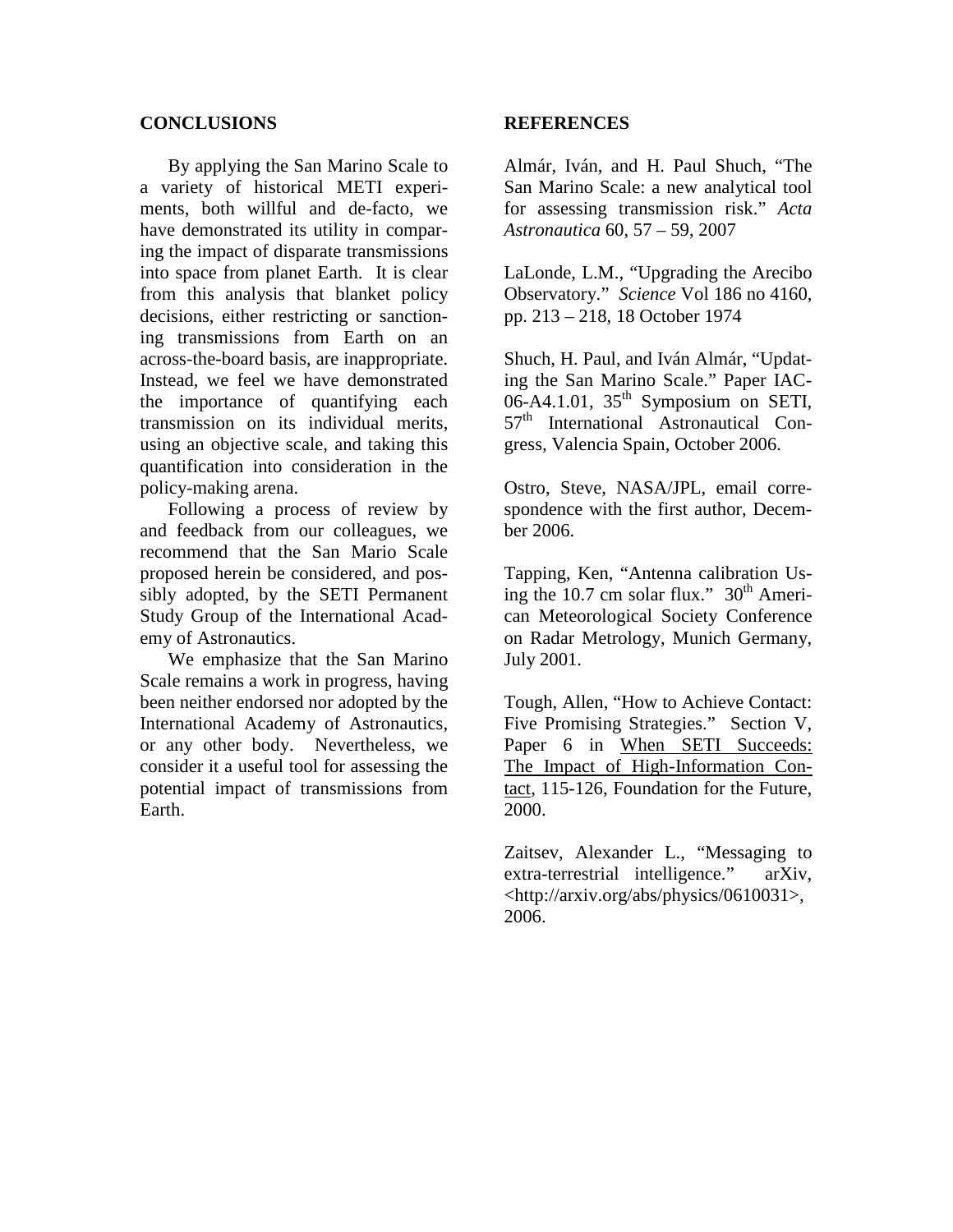## CONCLUSIONS

By applying the San Marino Scale to a variety of historical METI experiments, both willful and de-facto, we have demonstrated its utility in comparing the impact of disparate transmissions into space from planet Earth. It is clear from this analysis that blanket policy decisions, either restricting or sanctioning transmissions from Earth on an across-the-board basis, are inappropriate. Instead, we feel we have demonstrated the importance of quantifying each transmission on its individual merits, using an objective scale, and taking this quantification into consideration in the policy-making arena.

Following a process of review by and feedback from our colleagues, we recommend that the San Mario Scale proposed herein be considered, and possibly adopted, by the SETI Permanent Study Group of the International Academy of Astronautics.

We emphasize that the San Marino Scale remains a work in progress, having been neither endorsed nor adopted by the International Academy of Astronautics, or any other body. Nevertheless, we consider it a useful tool for assessing the potential impact of transmissions from Earth.

## REFERENCES

Almár, Iván, and H. Paul Shuch, "The San Marino Scale: a new analytical tool for assessing transmission risk." *Acta Astronautica* 60, 57 – 59, 2007

LaLonde, L.M., "Upgrading the Arecibo Observatory." *Science* Vol 186 no 4160, pp. 213 – 218, 18 October 1974

Shuch, H. Paul, and Iván Almár, "Updating the San Marino Scale." Paper IAC-06-A4.1.01, 35th Symposium on SETI, 57th International Astronautical Congress, Valencia Spain, October 2006.

Ostro, Steve, NASA/JPL, email correspondence with the first author, December 2006.

Tapping, Ken, "Antenna calibration Using the 10.7 cm solar flux." 30th American Meteorological Society Conference on Radar Metrology, Munich Germany, July 2001.

Tough, Allen, "How to Achieve Contact: Five Promising Strategies." Section V, Paper 6 in When SETI Succeeds: The Impact of High-Information Contact, 115-126, Foundation for the Future, 2000.

Zaitsev, Alexander L., "Messaging to extra-terrestrial intelligence." arXiv, <http://arxiv.org/abs/physics/0610031>, 2006.